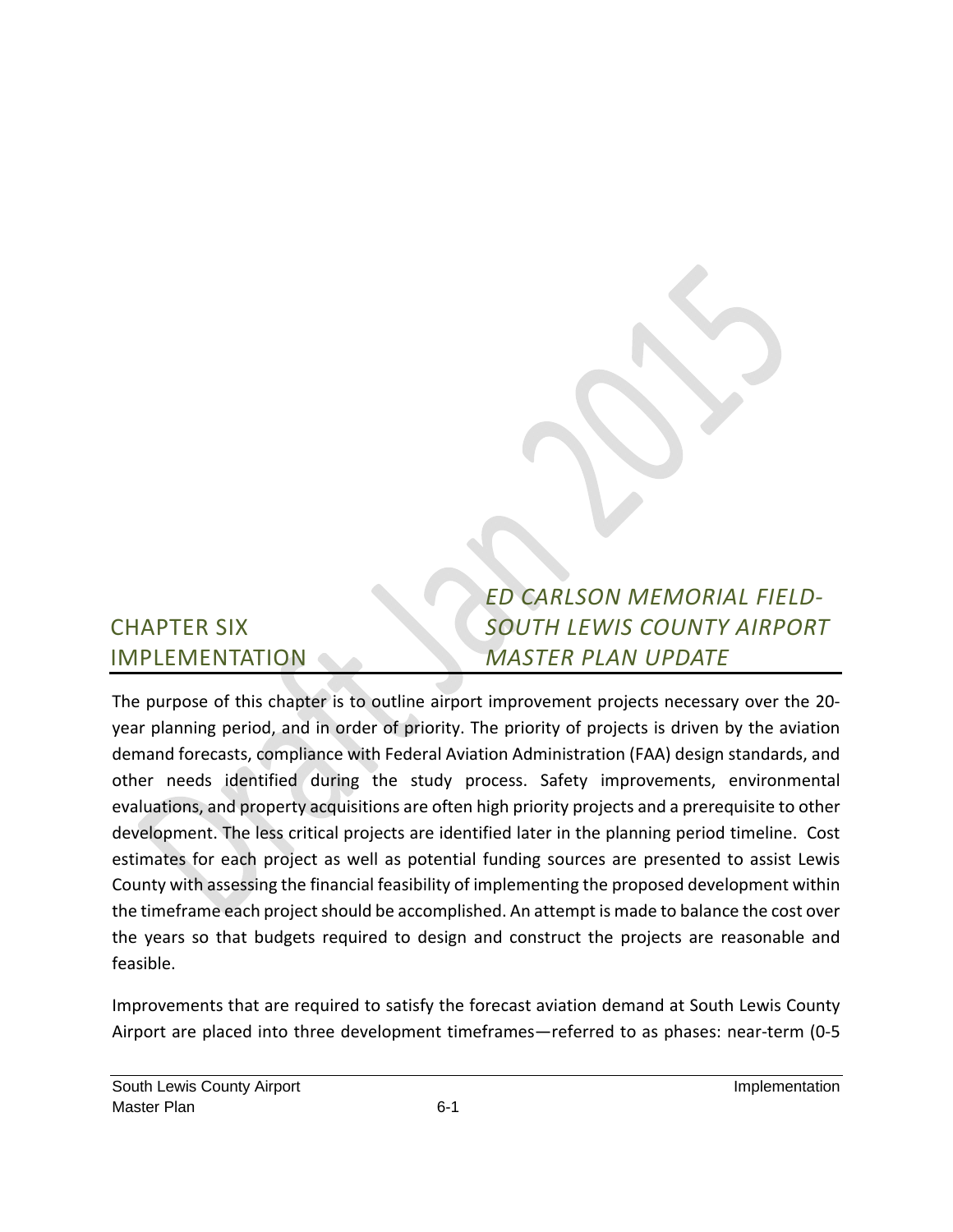# CHAPTER SIX IMPLEMENTATION

## *ED CARLSON MEMORIAL FIELD-SOUTH LEWIS COUNTY AIRPORT MASTER PLAN UPDATE*

The purpose of this chapter is to outline airport improvement projects necessary over the 20-year planning period, and in order of priority. The priority of projects is driven by the aviation demand forecasts, compliance with Federal Aviation Administration (FAA) design standards, and other needs identified during the study process. Safety improvements, environmental evaluations, and property acquisitions are often high priority projects and a prerequisite to other development. The less critical projects are identified later in the planning period timeline. Cost estimates for each project as well as potential funding sources are presented to assist Lewis County with assessing the financial feasibility of implementing the proposed development within the timeframe each project should be accomplished. An attempt is made to balance the cost over the years so that budgets required to design and construct the projects are reasonable and feasible.

Improvements that are required to satisfy the forecast aviation demand at South Lewis County Airport are placed into three development timeframes—referred to as phases: near-term (0-5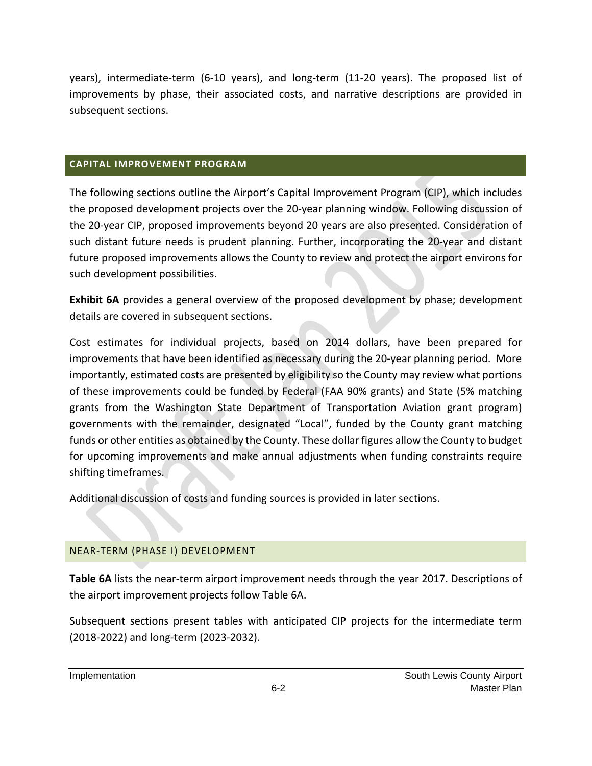years), intermediate-term (6-10 years), and long-term (11-20 years). The proposed list of improvements by phase, their associated costs, and narrative descriptions are provided in subsequent sections.

## CAPITAL IMPROVEMENT PROGRAM

The following sections outline the Airport's Capital Improvement Program (CIP), which includes the proposed development projects over the 20-year planning window. Following discussion of the 20-year CIP, proposed improvements beyond 20 years are also presented. Consideration of such distant future needs is prudent planning. Further, incorporating the 20-year and distant future proposed improvements allows the County to review and protect the airport environs for such development possibilities.

**Exhibit 6A** provides a general overview of the proposed development by phase; development details are covered in subsequent sections.

Cost estimates for individual projects, based on 2014 dollars, have been prepared for improvements that have been identified as necessary during the 20-year planning period. More importantly, estimated costs are presented by eligibility so the County may review what portions of these improvements could be funded by Federal (FAA 90% grants) and State (5% matching grants from the Washington State Department of Transportation Aviation grant program) governments with the remainder, designated "Local", funded by the County grant matching funds or other entities as obtained by the County. These dollar figures allow the County to budget for upcoming improvements and make annual adjustments when funding constraints require shifting timeframes.

Additional discussion of costs and funding sources is provided in later sections.

### NEAR-TERM (PHASE I) DEVELOPMENT

**Table 6A** lists the near-term airport improvement needs through the year 2017. Descriptions of the airport improvement projects follow Table 6A.

Subsequent sections present tables with anticipated CIP projects for the intermediate term (2018-2022) and long-term (2023-2032).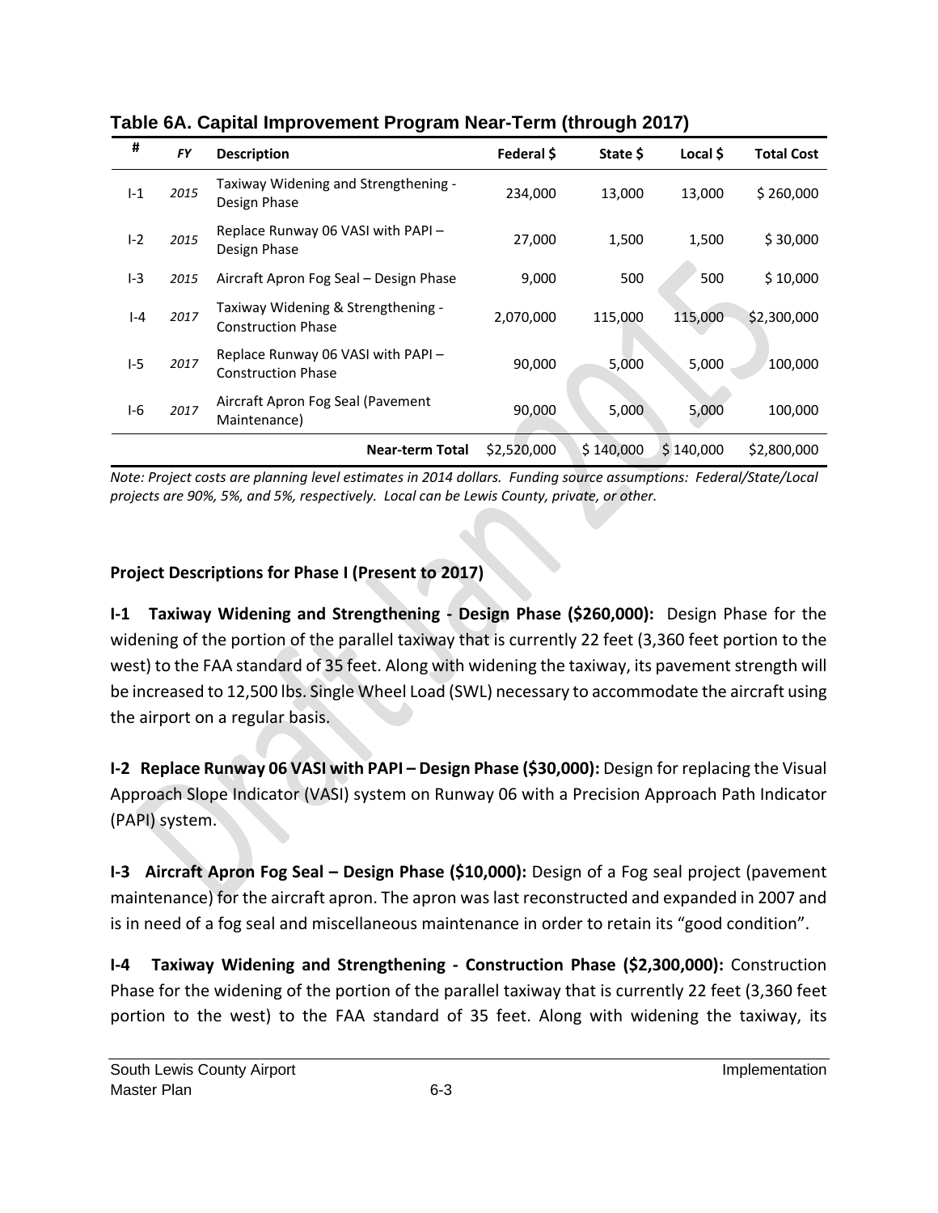**Table 6A. Capital Improvement Program Near-Term (through 2017)**

| # | *FY* | Description | Federal $ | State $ | Local $ | Total Cost |
|---|---|---|---|---|---|---|
| I-1 | *2015* | Taxiway Widening and Strengthening - Design Phase | 234,000 | 13,000 | 13,000 | $ 260,000 |
| I-2 | *2015* | Replace Runway 06 VASI with PAPI – Design Phase | 27,000 | 1,500 | 1,500 | $ 30,000 |
| I-3 | *2015* | Aircraft Apron Fog Seal – Design Phase | 9,000 | 500 | 500 | $ 10,000 |
| I-4 | *2017* | Taxiway Widening & Strengthening - Construction Phase | 2,070,000 | 115,000 | 115,000 | $2,300,000 |
| I-5 | *2017* | Replace Runway 06 VASI with PAPI – Construction Phase | 90,000 | 5,000 | 5,000 | 100,000 |
| I-6 | *2017* | Aircraft Apron Fog Seal (Pavement Maintenance) | 90,000 | 5,000 | 5,000 | 100,000 |
| | | **Near-term Total** | $2,520,000 | $ 140,000 | $ 140,000 | $2,800,000 |

*Note: Project costs are planning level estimates in 2014 dollars. Funding source assumptions: Federal/State/Local projects are 90%, 5%, and 5%, respectively. Local can be Lewis County, private, or other.*

**Project Descriptions for Phase I (Present to 2017)**

**I-1 Taxiway Widening and Strengthening - Design Phase ($260,000):** Design Phase for the widening of the portion of the parallel taxiway that is currently 22 feet (3,360 feet portion to the west) to the FAA standard of 35 feet. Along with widening the taxiway, its pavement strength will be increased to 12,500 lbs. Single Wheel Load (SWL) necessary to accommodate the aircraft using the airport on a regular basis.

**I-2 Replace Runway 06 VASI with PAPI – Design Phase ($30,000):** Design for replacing the Visual Approach Slope Indicator (VASI) system on Runway 06 with a Precision Approach Path Indicator (PAPI) system.

**I-3 Aircraft Apron Fog Seal – Design Phase ($10,000):** Design of a Fog seal project (pavement maintenance) for the aircraft apron. The apron was last reconstructed and expanded in 2007 and is in need of a fog seal and miscellaneous maintenance in order to retain its "good condition".

**I-4 Taxiway Widening and Strengthening - Construction Phase ($2,300,000):** Construction Phase for the widening of the portion of the parallel taxiway that is currently 22 feet (3,360 feet portion to the west) to the FAA standard of 35 feet. Along with widening the taxiway, its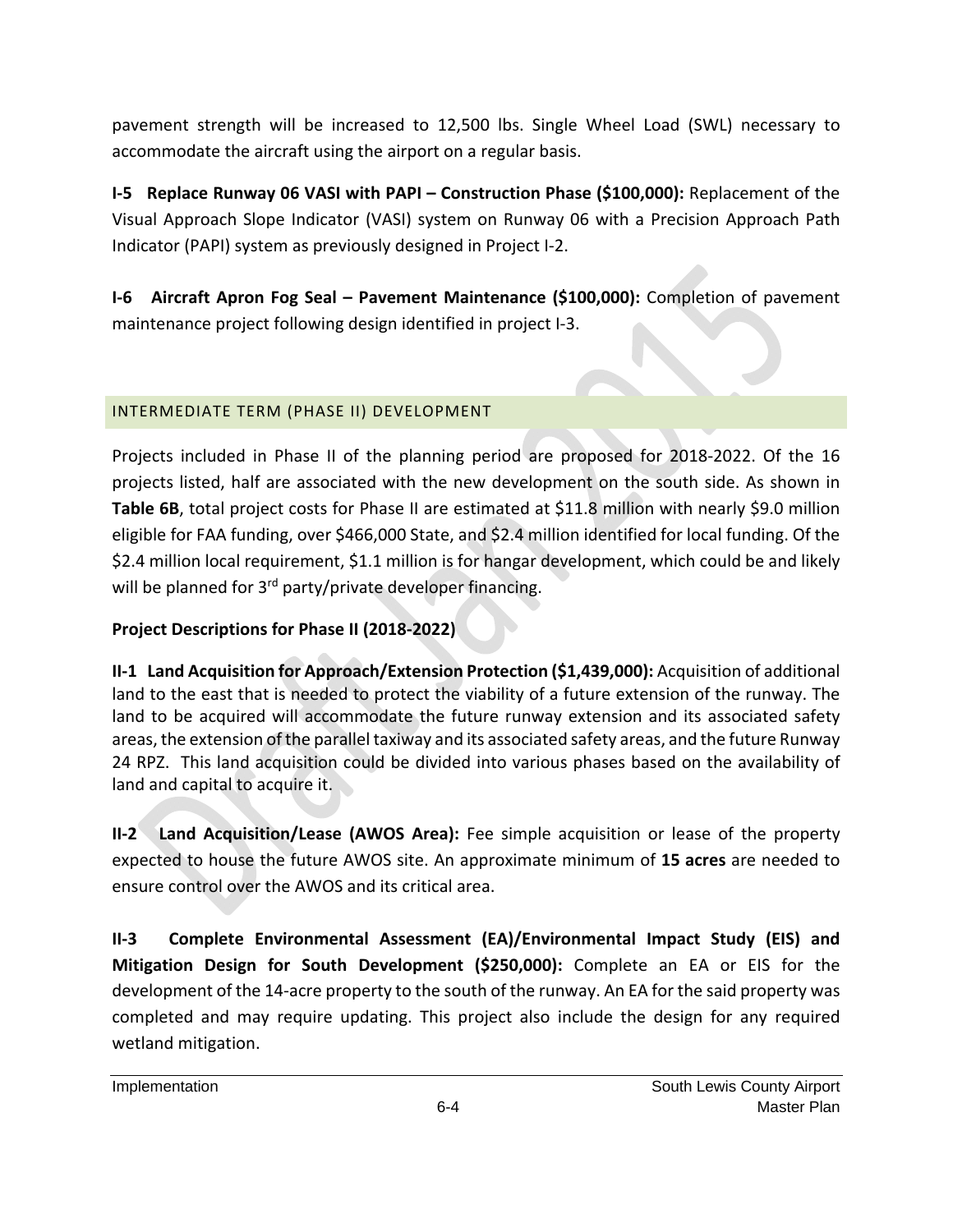pavement strength will be increased to 12,500 lbs. Single Wheel Load (SWL) necessary to accommodate the aircraft using the airport on a regular basis.

**I-5 Replace Runway 06 VASI with PAPI – Construction Phase ($100,000):** Replacement of the Visual Approach Slope Indicator (VASI) system on Runway 06 with a Precision Approach Path Indicator (PAPI) system as previously designed in Project I-2.

**I-6 Aircraft Apron Fog Seal – Pavement Maintenance ($100,000):** Completion of pavement maintenance project following design identified in project I-3.

## INTERMEDIATE TERM (PHASE II) DEVELOPMENT

Projects included in Phase II of the planning period are proposed for 2018-2022. Of the 16 projects listed, half are associated with the new development on the south side. As shown in **Table 6B**, total project costs for Phase II are estimated at $11.8 million with nearly $9.0 million eligible for FAA funding, over $466,000 State, and $2.4 million identified for local funding. Of the $2.4 million local requirement, $1.1 million is for hangar development, which could be and likely will be planned for 3rd party/private developer financing.

**Project Descriptions for Phase II (2018-2022)**

**II-1 Land Acquisition for Approach/Extension Protection ($1,439,000):** Acquisition of additional land to the east that is needed to protect the viability of a future extension of the runway. The land to be acquired will accommodate the future runway extension and its associated safety areas, the extension of the parallel taxiway and its associated safety areas, and the future Runway 24 RPZ. This land acquisition could be divided into various phases based on the availability of land and capital to acquire it.

**II-2 Land Acquisition/Lease (AWOS Area):** Fee simple acquisition or lease of the property expected to house the future AWOS site. An approximate minimum of **15 acres** are needed to ensure control over the AWOS and its critical area.

**II-3 Complete Environmental Assessment (EA)/Environmental Impact Study (EIS) and Mitigation Design for South Development ($250,000):** Complete an EA or EIS for the development of the 14-acre property to the south of the runway. An EA for the said property was completed and may require updating. This project also include the design for any required wetland mitigation.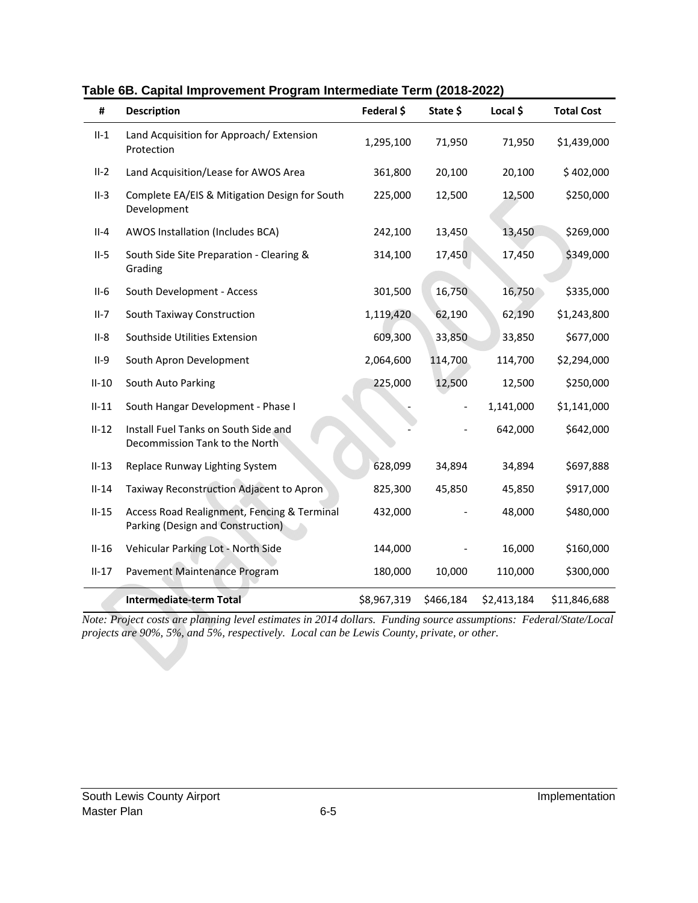**Table 6B. Capital Improvement Program Intermediate Term (2018-2022)**

| # | Description | Federal $ | State $ | Local $ | Total Cost |
|---|---|---|---|---|---|
| II-1 | Land Acquisition for Approach/ Extension Protection | 1,295,100 | 71,950 | 71,950 | $1,439,000 |
| II-2 | Land Acquisition/Lease for AWOS Area | 361,800 | 20,100 | 20,100 | $ 402,000 |
| II-3 | Complete EA/EIS & Mitigation Design for South Development | 225,000 | 12,500 | 12,500 | $250,000 |
| II-4 | AWOS Installation (Includes BCA) | 242,100 | 13,450 | 13,450 | $269,000 |
| II-5 | South Side Site Preparation - Clearing & Grading | 314,100 | 17,450 | 17,450 | $349,000 |
| II-6 | South Development - Access | 301,500 | 16,750 | 16,750 | $335,000 |
| II-7 | South Taxiway Construction | 1,119,420 | 62,190 | 62,190 | $1,243,800 |
| II-8 | Southside Utilities Extension | 609,300 | 33,850 | 33,850 | $677,000 |
| II-9 | South Apron Development | 2,064,600 | 114,700 | 114,700 | $2,294,000 |
| II-10 | South Auto Parking | 225,000 | 12,500 | 12,500 | $250,000 |
| II-11 | South Hangar Development - Phase I | - | - | 1,141,000 | $1,141,000 |
| II-12 | Install Fuel Tanks on South Side and Decommission Tank to the North | - | - | 642,000 | $642,000 |
| II-13 | Replace Runway Lighting System | 628,099 | 34,894 | 34,894 | $697,888 |
| II-14 | Taxiway Reconstruction Adjacent to Apron | 825,300 | 45,850 | 45,850 | $917,000 |
| II-15 | Access Road Realignment, Fencing & Terminal Parking (Design and Construction) | 432,000 | - | 48,000 | $480,000 |
| II-16 | Vehicular Parking Lot - North Side | 144,000 | - | 16,000 | $160,000 |
| II-17 | Pavement Maintenance Program | 180,000 | 10,000 | 110,000 | $300,000 |
| | **Intermediate-term Total** | $8,967,319 | $466,184 | $2,413,184 | $11,846,688 |

*Note: Project costs are planning level estimates in 2014 dollars. Funding source assumptions: Federal/State/Local projects are 90%, 5%, and 5%, respectively. Local can be Lewis County, private, or other.*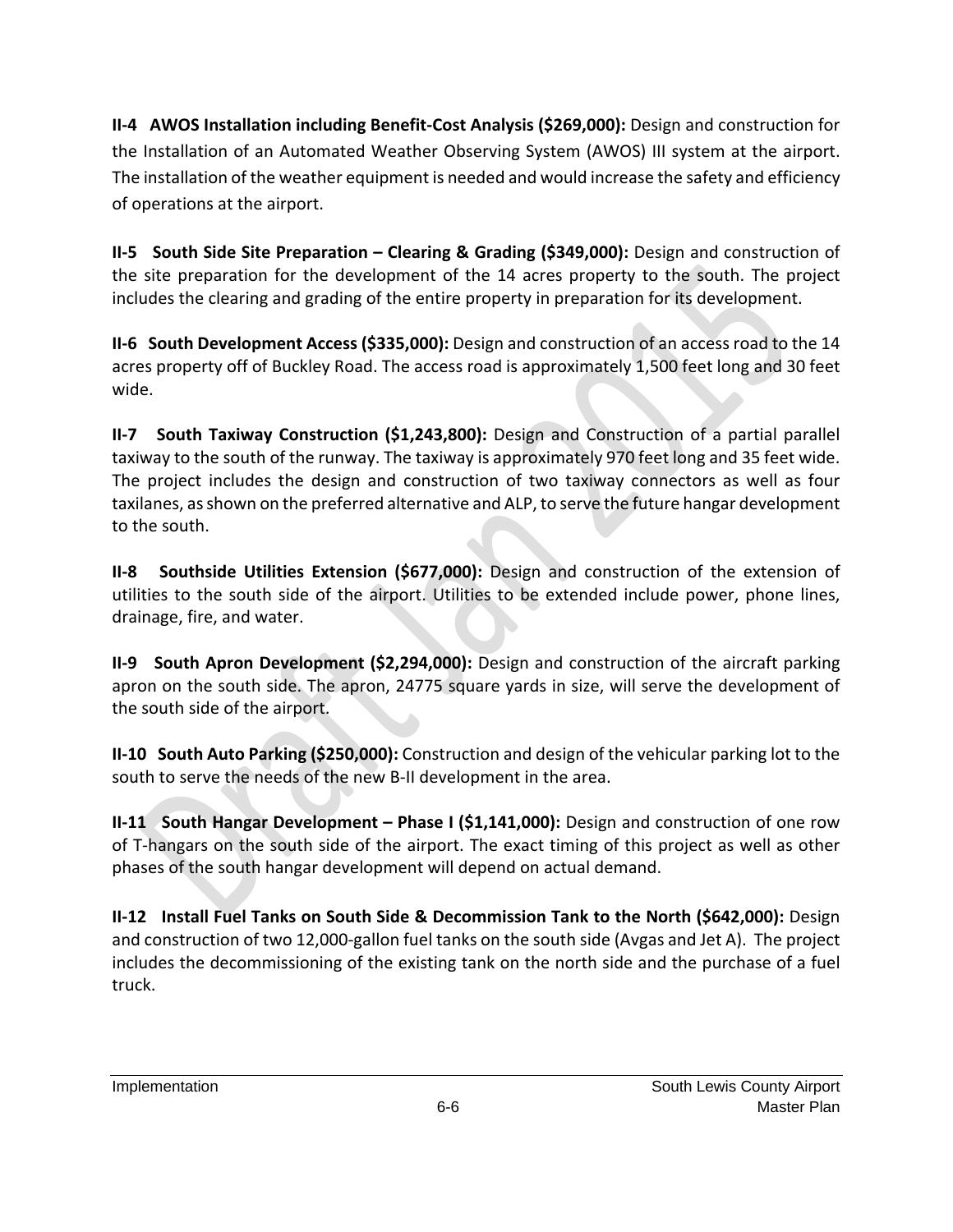**II-4 AWOS Installation including Benefit-Cost Analysis ($269,000):** Design and construction for the Installation of an Automated Weather Observing System (AWOS) III system at the airport. The installation of the weather equipment is needed and would increase the safety and efficiency of operations at the airport.

**II-5 South Side Site Preparation – Clearing & Grading ($349,000):** Design and construction of the site preparation for the development of the 14 acres property to the south. The project includes the clearing and grading of the entire property in preparation for its development.

**II-6 South Development Access ($335,000):** Design and construction of an access road to the 14 acres property off of Buckley Road. The access road is approximately 1,500 feet long and 30 feet wide.

**II-7 South Taxiway Construction ($1,243,800):** Design and Construction of a partial parallel taxiway to the south of the runway. The taxiway is approximately 970 feet long and 35 feet wide. The project includes the design and construction of two taxiway connectors as well as four taxilanes, as shown on the preferred alternative and ALP, to serve the future hangar development to the south.

**II-8 Southside Utilities Extension ($677,000):** Design and construction of the extension of utilities to the south side of the airport. Utilities to be extended include power, phone lines, drainage, fire, and water.

**II-9 South Apron Development ($2,294,000):** Design and construction of the aircraft parking apron on the south side. The apron, 24775 square yards in size, will serve the development of the south side of the airport.

**II-10 South Auto Parking ($250,000):** Construction and design of the vehicular parking lot to the south to serve the needs of the new B-II development in the area.

**II-11 South Hangar Development – Phase I ($1,141,000):** Design and construction of one row of T-hangars on the south side of the airport. The exact timing of this project as well as other phases of the south hangar development will depend on actual demand.

**II-12 Install Fuel Tanks on South Side & Decommission Tank to the North ($642,000):** Design and construction of two 12,000-gallon fuel tanks on the south side (Avgas and Jet A). The project includes the decommissioning of the existing tank on the north side and the purchase of a fuel truck.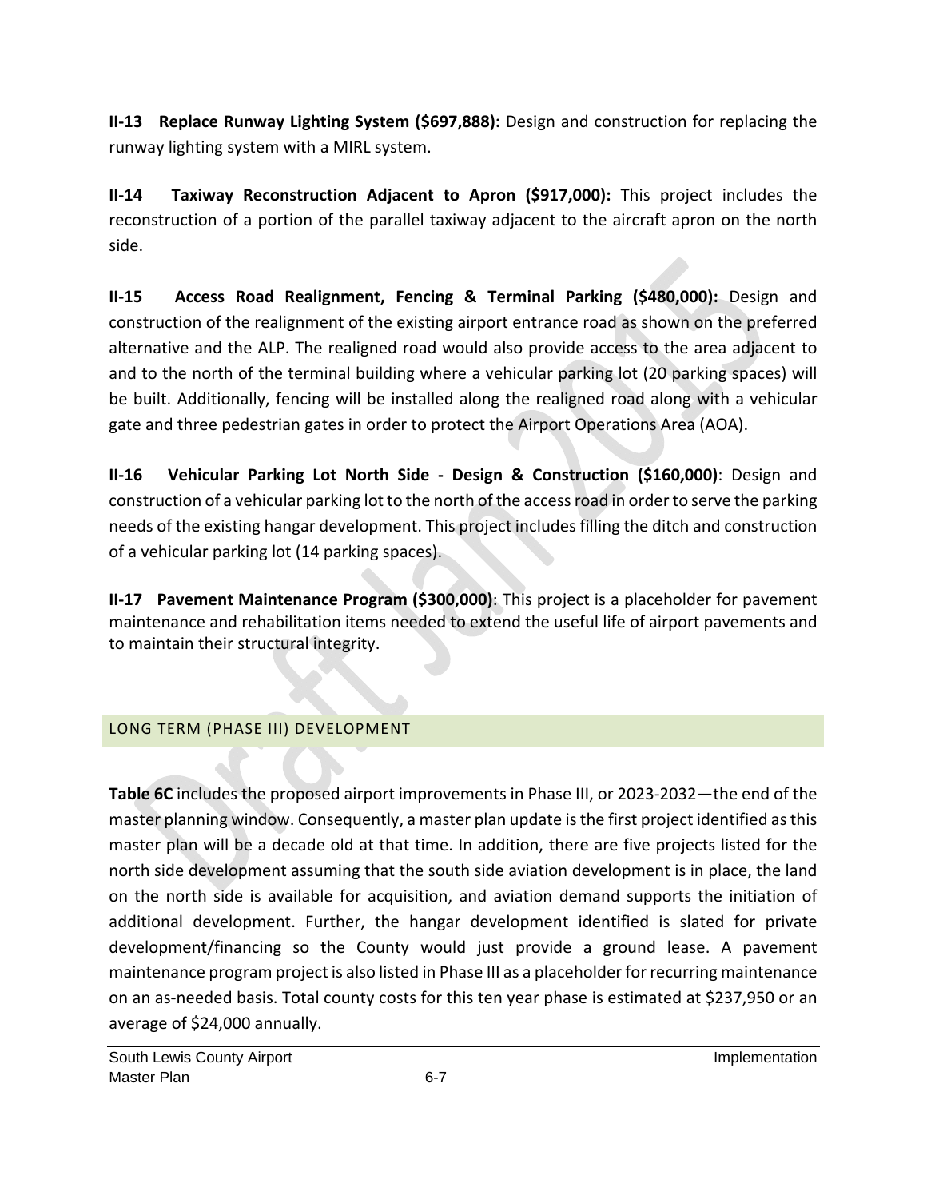**II-13 Replace Runway Lighting System ($697,888):** Design and construction for replacing the runway lighting system with a MIRL system.

**II-14 Taxiway Reconstruction Adjacent to Apron ($917,000):** This project includes the reconstruction of a portion of the parallel taxiway adjacent to the aircraft apron on the north side.

**II-15 Access Road Realignment, Fencing & Terminal Parking ($480,000):** Design and construction of the realignment of the existing airport entrance road as shown on the preferred alternative and the ALP. The realigned road would also provide access to the area adjacent to and to the north of the terminal building where a vehicular parking lot (20 parking spaces) will be built. Additionally, fencing will be installed along the realigned road along with a vehicular gate and three pedestrian gates in order to protect the Airport Operations Area (AOA).

**II-16 Vehicular Parking Lot North Side - Design & Construction ($160,000)**: Design and construction of a vehicular parking lot to the north of the access road in order to serve the parking needs of the existing hangar development. This project includes filling the ditch and construction of a vehicular parking lot (14 parking spaces).

**II-17 Pavement Maintenance Program ($300,000)**: This project is a placeholder for pavement maintenance and rehabilitation items needed to extend the useful life of airport pavements and to maintain their structural integrity.

## LONG TERM (PHASE III) DEVELOPMENT

**Table 6C** includes the proposed airport improvements in Phase III, or 2023-2032—the end of the master planning window. Consequently, a master plan update is the first project identified as this master plan will be a decade old at that time. In addition, there are five projects listed for the north side development assuming that the south side aviation development is in place, the land on the north side is available for acquisition, and aviation demand supports the initiation of additional development. Further, the hangar development identified is slated for private development/financing so the County would just provide a ground lease. A pavement maintenance program project is also listed in Phase III as a placeholder for recurring maintenance on an as-needed basis. Total county costs for this ten year phase is estimated at $237,950 or an average of $24,000 annually.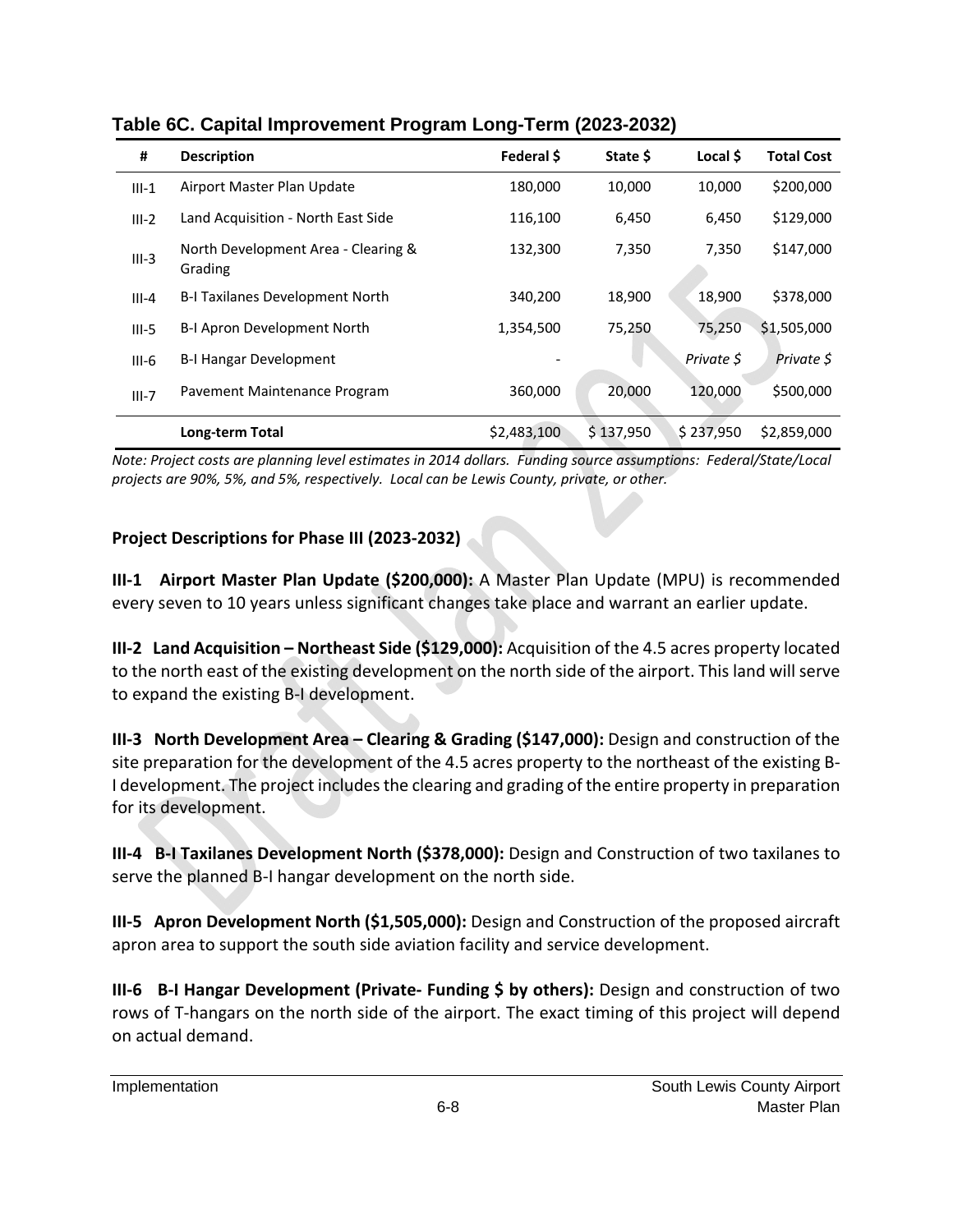**Table 6C. Capital Improvement Program Long-Term (2023-2032)**

| # | Description | Federal $ | State $ | Local $ | Total Cost |
|---|---|---|---|---|---|
| III-1 | Airport Master Plan Update | 180,000 | 10,000 | 10,000 | $200,000 |
| III-2 | Land Acquisition - North East Side | 116,100 | 6,450 | 6,450 | $129,000 |
| III-3 | North Development Area - Clearing & Grading | 132,300 | 7,350 | 7,350 | $147,000 |
| III-4 | B-I Taxilanes Development North | 340,200 | 18,900 | 18,900 | $378,000 |
| III-5 | B-I Apron Development North | 1,354,500 | 75,250 | 75,250 | $1,505,000 |
| III-6 | B-I Hangar Development | - | | *Private $* | *Private $* |
| III-7 | Pavement Maintenance Program | 360,000 | 20,000 | 120,000 | $500,000 |
| | **Long-term Total** | $2,483,100 | $ 137,950 | $ 237,950 | $2,859,000 |

*Note: Project costs are planning level estimates in 2014 dollars. Funding source assumptions: Federal/State/Local projects are 90%, 5%, and 5%, respectively. Local can be Lewis County, private, or other.*

**Project Descriptions for Phase III (2023-2032)**

**III-1 Airport Master Plan Update ($200,000):** A Master Plan Update (MPU) is recommended every seven to 10 years unless significant changes take place and warrant an earlier update.

**III-2 Land Acquisition – Northeast Side ($129,000):** Acquisition of the 4.5 acres property located to the north east of the existing development on the north side of the airport. This land will serve to expand the existing B-I development.

**III-3 North Development Area – Clearing & Grading ($147,000):** Design and construction of the site preparation for the development of the 4.5 acres property to the northeast of the existing B-I development. The project includes the clearing and grading of the entire property in preparation for its development.

**III-4 B-I Taxilanes Development North ($378,000):** Design and Construction of two taxilanes to serve the planned B-I hangar development on the north side.

**III-5 Apron Development North ($1,505,000):** Design and Construction of the proposed aircraft apron area to support the south side aviation facility and service development.

**III-6 B-I Hangar Development (Private- Funding $ by others):** Design and construction of two rows of T-hangars on the north side of the airport. The exact timing of this project will depend on actual demand.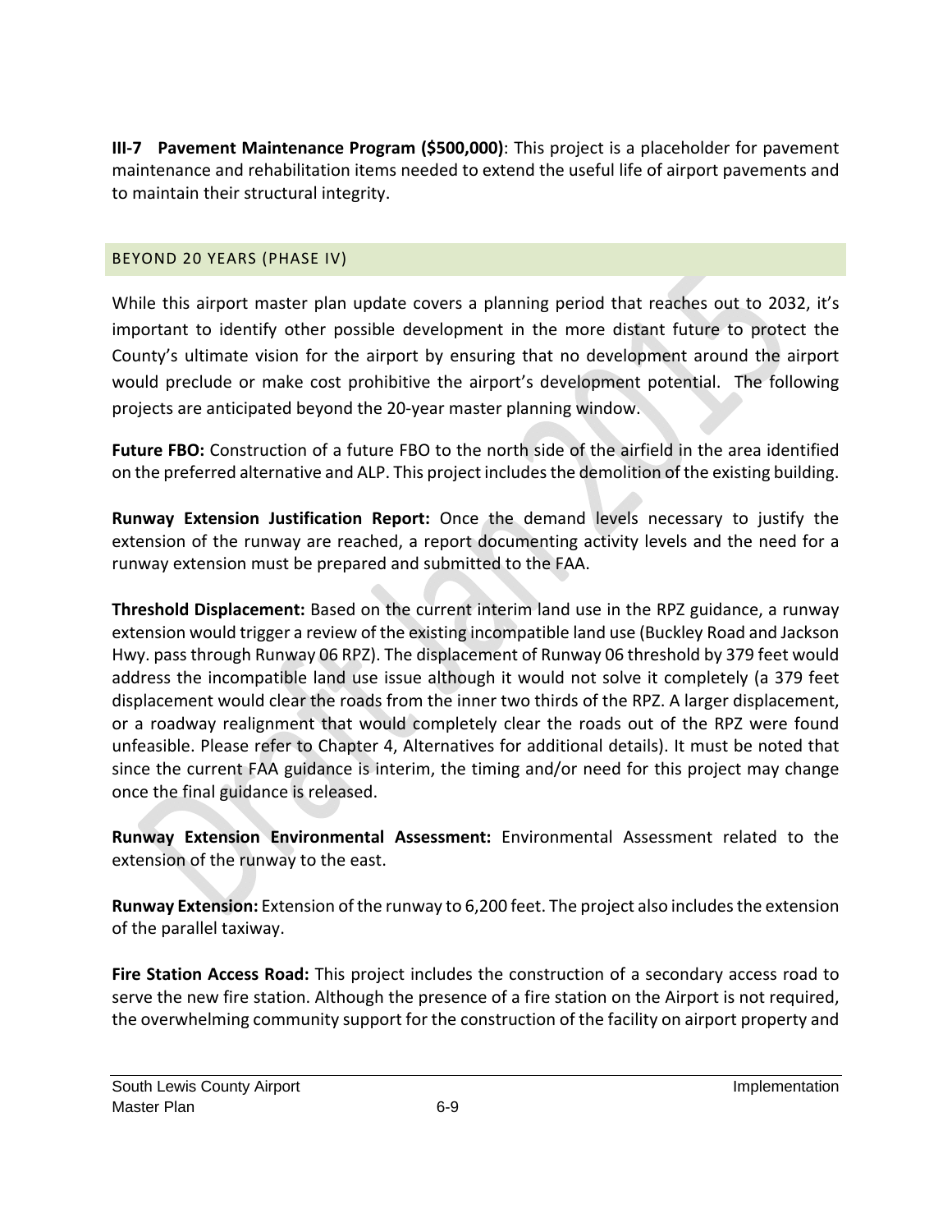**III-7 Pavement Maintenance Program ($500,000)**: This project is a placeholder for pavement maintenance and rehabilitation items needed to extend the useful life of airport pavements and to maintain their structural integrity.

## BEYOND 20 YEARS (PHASE IV)

While this airport master plan update covers a planning period that reaches out to 2032, it's important to identify other possible development in the more distant future to protect the County's ultimate vision for the airport by ensuring that no development around the airport would preclude or make cost prohibitive the airport's development potential. The following projects are anticipated beyond the 20-year master planning window.

**Future FBO:** Construction of a future FBO to the north side of the airfield in the area identified on the preferred alternative and ALP. This project includes the demolition of the existing building.

**Runway Extension Justification Report:** Once the demand levels necessary to justify the extension of the runway are reached, a report documenting activity levels and the need for a runway extension must be prepared and submitted to the FAA.

**Threshold Displacement:** Based on the current interim land use in the RPZ guidance, a runway extension would trigger a review of the existing incompatible land use (Buckley Road and Jackson Hwy. pass through Runway 06 RPZ). The displacement of Runway 06 threshold by 379 feet would address the incompatible land use issue although it would not solve it completely (a 379 feet displacement would clear the roads from the inner two thirds of the RPZ. A larger displacement, or a roadway realignment that would completely clear the roads out of the RPZ were found unfeasible. Please refer to Chapter 4, Alternatives for additional details). It must be noted that since the current FAA guidance is interim, the timing and/or need for this project may change once the final guidance is released.

**Runway Extension Environmental Assessment:** Environmental Assessment related to the extension of the runway to the east.

**Runway Extension:** Extension of the runway to 6,200 feet. The project also includes the extension of the parallel taxiway.

**Fire Station Access Road:** This project includes the construction of a secondary access road to serve the new fire station. Although the presence of a fire station on the Airport is not required, the overwhelming community support for the construction of the facility on airport property and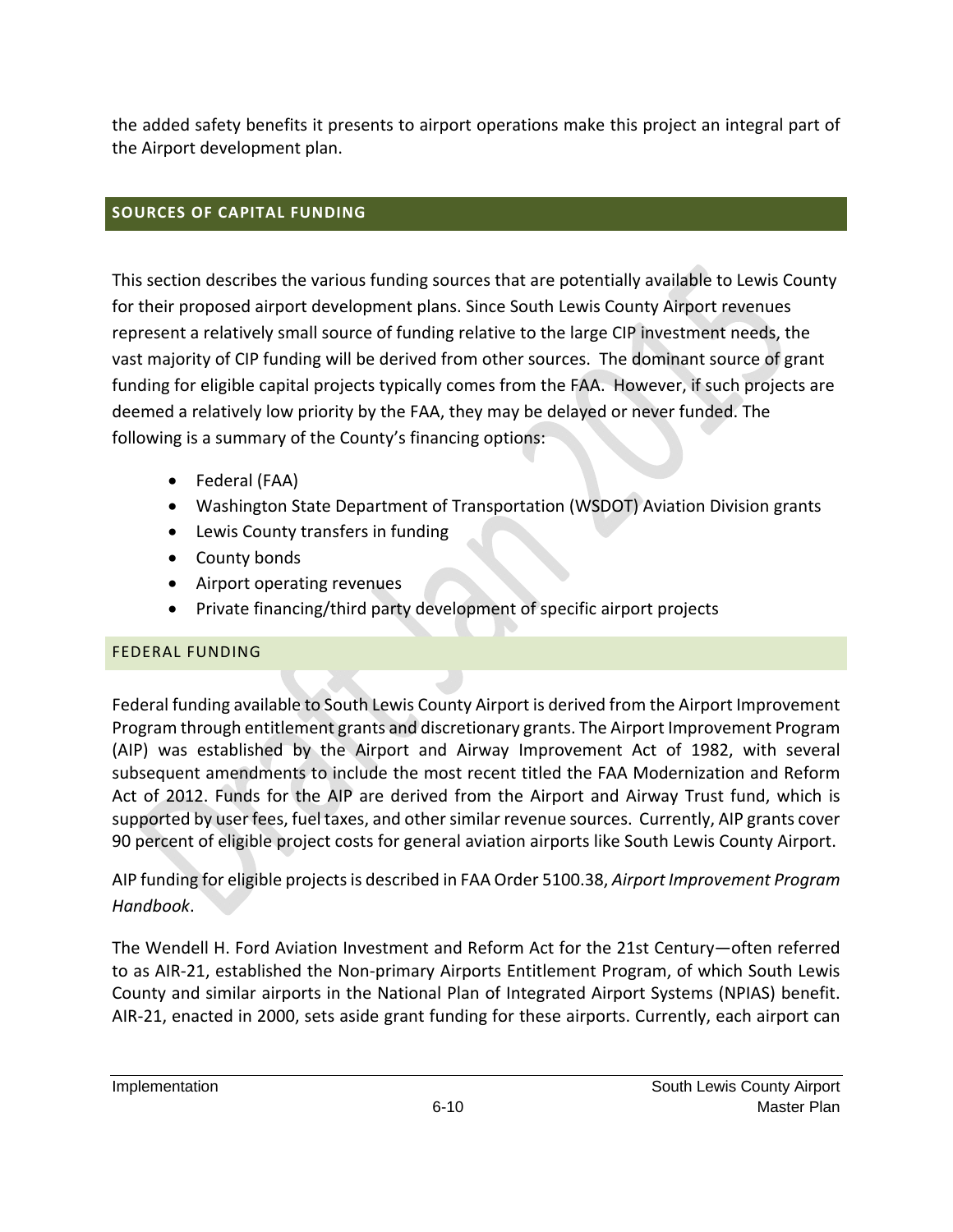the added safety benefits it presents to airport operations make this project an integral part of the Airport development plan.

## SOURCES OF CAPITAL FUNDING

This section describes the various funding sources that are potentially available to Lewis County for their proposed airport development plans. Since South Lewis County Airport revenues represent a relatively small source of funding relative to the large CIP investment needs, the vast majority of CIP funding will be derived from other sources. The dominant source of grant funding for eligible capital projects typically comes from the FAA. However, if such projects are deemed a relatively low priority by the FAA, they may be delayed or never funded. The following is a summary of the County's financing options:

- Federal (FAA)
- Washington State Department of Transportation (WSDOT) Aviation Division grants
- Lewis County transfers in funding
- County bonds
- Airport operating revenues
- Private financing/third party development of specific airport projects

### FEDERAL FUNDING

Federal funding available to South Lewis County Airport is derived from the Airport Improvement Program through entitlement grants and discretionary grants. The Airport Improvement Program (AIP) was established by the Airport and Airway Improvement Act of 1982, with several subsequent amendments to include the most recent titled the FAA Modernization and Reform Act of 2012. Funds for the AIP are derived from the Airport and Airway Trust fund, which is supported by user fees, fuel taxes, and other similar revenue sources. Currently, AIP grants cover 90 percent of eligible project costs for general aviation airports like South Lewis County Airport.

AIP funding for eligible projects is described in FAA Order 5100.38, *Airport Improvement Program Handbook*.

The Wendell H. Ford Aviation Investment and Reform Act for the 21st Century—often referred to as AIR-21, established the Non-primary Airports Entitlement Program, of which South Lewis County and similar airports in the National Plan of Integrated Airport Systems (NPIAS) benefit. AIR-21, enacted in 2000, sets aside grant funding for these airports. Currently, each airport can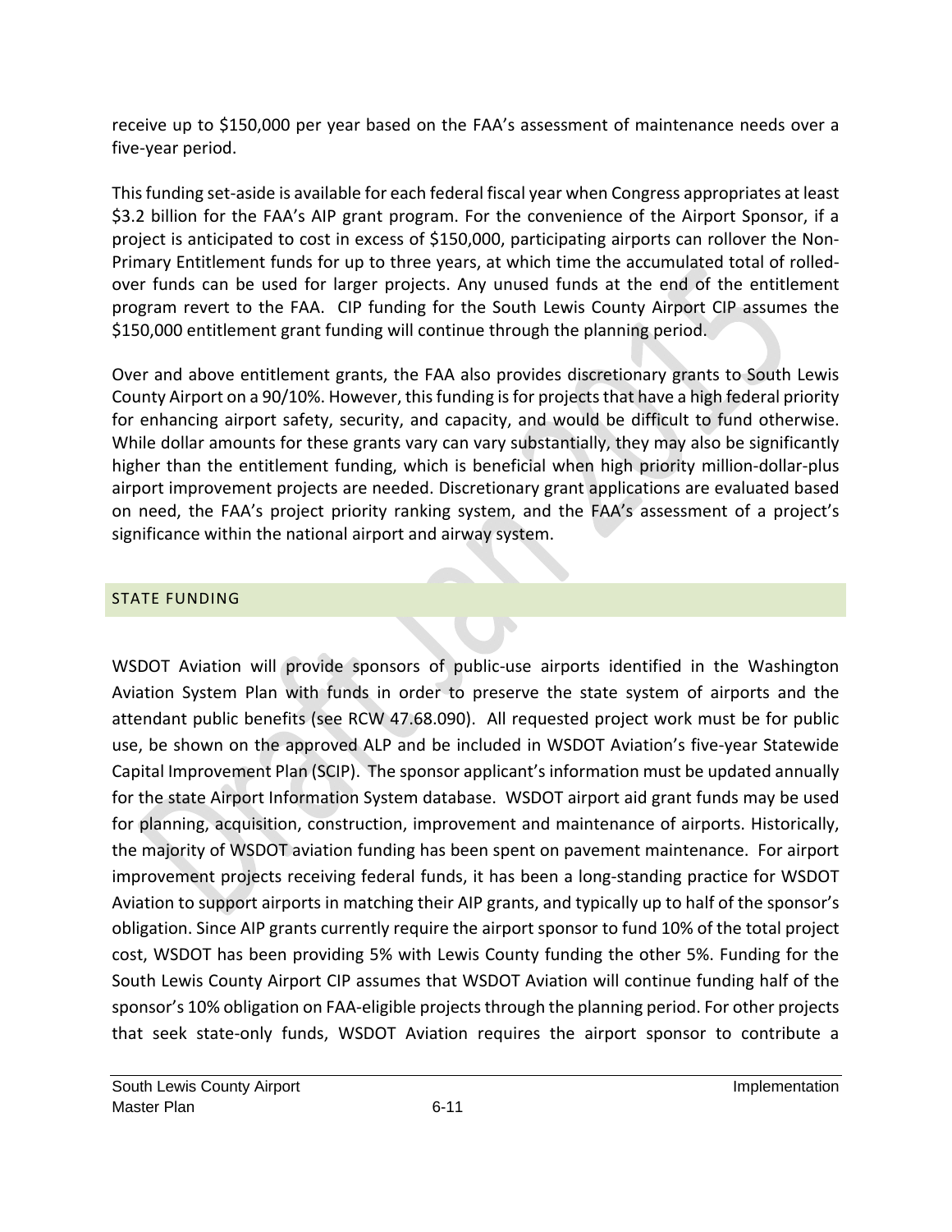receive up to $150,000 per year based on the FAA's assessment of maintenance needs over a five-year period.

This funding set-aside is available for each federal fiscal year when Congress appropriates at least $3.2 billion for the FAA's AIP grant program. For the convenience of the Airport Sponsor, if a project is anticipated to cost in excess of $150,000, participating airports can rollover the Non-Primary Entitlement funds for up to three years, at which time the accumulated total of rolled-over funds can be used for larger projects. Any unused funds at the end of the entitlement program revert to the FAA. CIP funding for the South Lewis County Airport CIP assumes the $150,000 entitlement grant funding will continue through the planning period.

Over and above entitlement grants, the FAA also provides discretionary grants to South Lewis County Airport on a 90/10%. However, this funding is for projects that have a high federal priority for enhancing airport safety, security, and capacity, and would be difficult to fund otherwise. While dollar amounts for these grants vary can vary substantially, they may also be significantly higher than the entitlement funding, which is beneficial when high priority million-dollar-plus airport improvement projects are needed. Discretionary grant applications are evaluated based on need, the FAA's project priority ranking system, and the FAA's assessment of a project's significance within the national airport and airway system.

## STATE FUNDING

WSDOT Aviation will provide sponsors of public-use airports identified in the Washington Aviation System Plan with funds in order to preserve the state system of airports and the attendant public benefits (see RCW 47.68.090). All requested project work must be for public use, be shown on the approved ALP and be included in WSDOT Aviation's five-year Statewide Capital Improvement Plan (SCIP). The sponsor applicant's information must be updated annually for the state Airport Information System database. WSDOT airport aid grant funds may be used for planning, acquisition, construction, improvement and maintenance of airports. Historically, the majority of WSDOT aviation funding has been spent on pavement maintenance. For airport improvement projects receiving federal funds, it has been a long-standing practice for WSDOT Aviation to support airports in matching their AIP grants, and typically up to half of the sponsor's obligation. Since AIP grants currently require the airport sponsor to fund 10% of the total project cost, WSDOT has been providing 5% with Lewis County funding the other 5%. Funding for the South Lewis County Airport CIP assumes that WSDOT Aviation will continue funding half of the sponsor's 10% obligation on FAA-eligible projects through the planning period. For other projects that seek state-only funds, WSDOT Aviation requires the airport sponsor to contribute a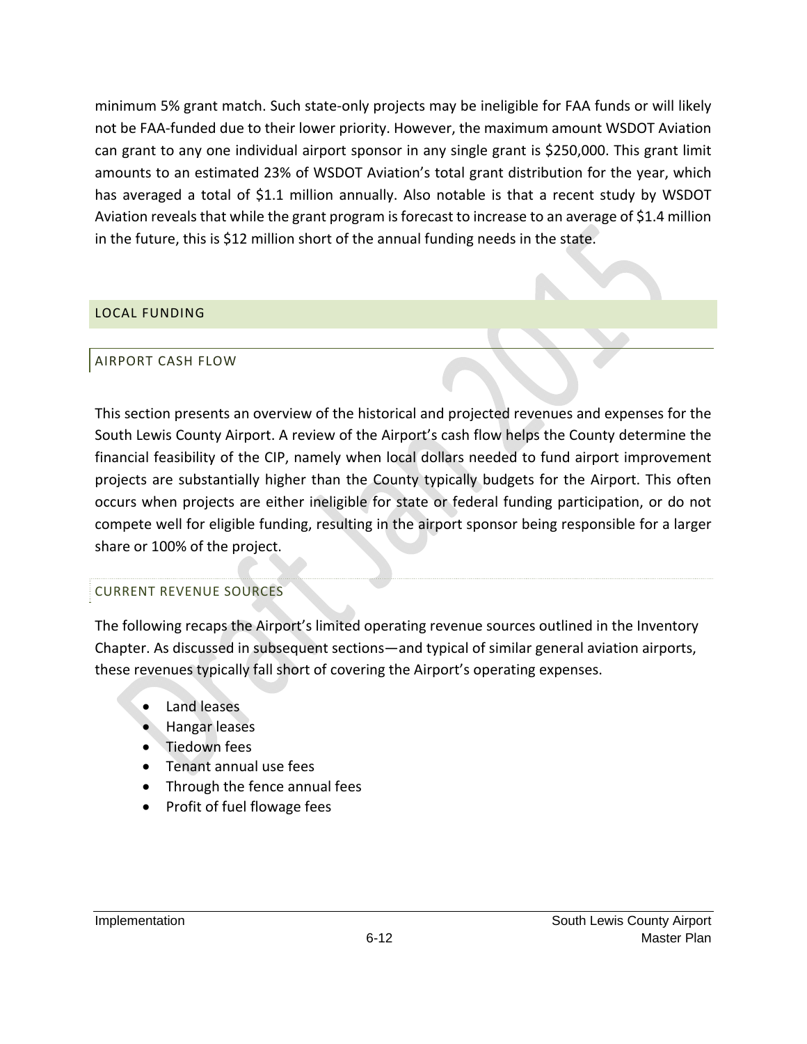minimum 5% grant match. Such state-only projects may be ineligible for FAA funds or will likely not be FAA-funded due to their lower priority. However, the maximum amount WSDOT Aviation can grant to any one individual airport sponsor in any single grant is $250,000. This grant limit amounts to an estimated 23% of WSDOT Aviation's total grant distribution for the year, which has averaged a total of $1.1 million annually. Also notable is that a recent study by WSDOT Aviation reveals that while the grant program is forecast to increase to an average of $1.4 million in the future, this is $12 million short of the annual funding needs in the state.

## LOCAL FUNDING

### AIRPORT CASH FLOW

This section presents an overview of the historical and projected revenues and expenses for the South Lewis County Airport. A review of the Airport's cash flow helps the County determine the financial feasibility of the CIP, namely when local dollars needed to fund airport improvement projects are substantially higher than the County typically budgets for the Airport. This often occurs when projects are either ineligible for state or federal funding participation, or do not compete well for eligible funding, resulting in the airport sponsor being responsible for a larger share or 100% of the project.

#### CURRENT REVENUE SOURCES

The following recaps the Airport's limited operating revenue sources outlined in the Inventory Chapter. As discussed in subsequent sections—and typical of similar general aviation airports, these revenues typically fall short of covering the Airport's operating expenses.

- Land leases
- Hangar leases
- Tiedown fees
- Tenant annual use fees
- Through the fence annual fees
- Profit of fuel flowage fees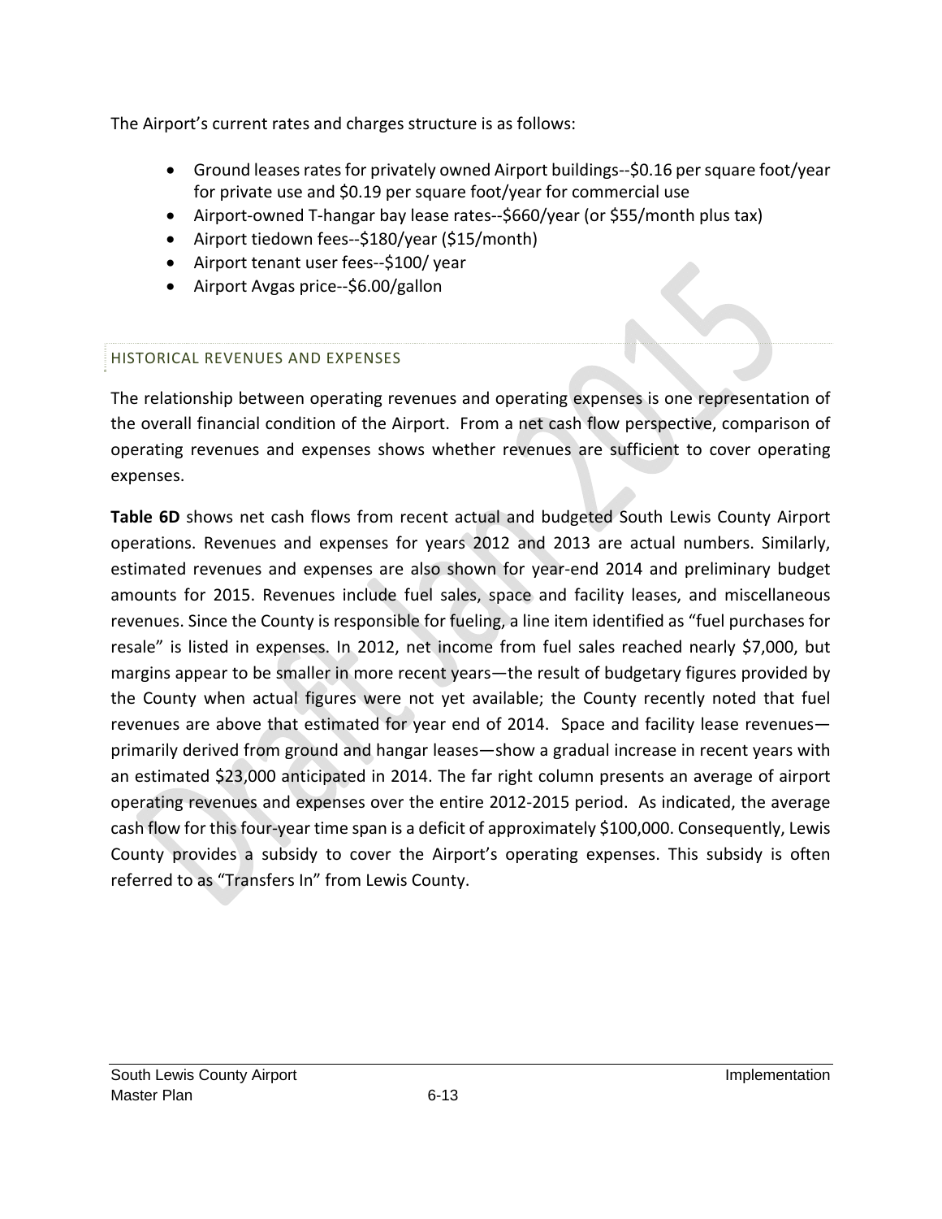The Airport's current rates and charges structure is as follows:

- Ground leases rates for privately owned Airport buildings--$0.16 per square foot/year for private use and $0.19 per square foot/year for commercial use
- Airport-owned T-hangar bay lease rates--$660/year (or $55/month plus tax)
- Airport tiedown fees--$180/year ($15/month)
- Airport tenant user fees--$100/ year
- Airport Avgas price--$6.00/gallon

## HISTORICAL REVENUES AND EXPENSES

The relationship between operating revenues and operating expenses is one representation of the overall financial condition of the Airport. From a net cash flow perspective, comparison of operating revenues and expenses shows whether revenues are sufficient to cover operating expenses.

**Table 6D** shows net cash flows from recent actual and budgeted South Lewis County Airport operations. Revenues and expenses for years 2012 and 2013 are actual numbers. Similarly, estimated revenues and expenses are also shown for year-end 2014 and preliminary budget amounts for 2015. Revenues include fuel sales, space and facility leases, and miscellaneous revenues. Since the County is responsible for fueling, a line item identified as "fuel purchases for resale" is listed in expenses. In 2012, net income from fuel sales reached nearly $7,000, but margins appear to be smaller in more recent years—the result of budgetary figures provided by the County when actual figures were not yet available; the County recently noted that fuel revenues are above that estimated for year end of 2014. Space and facility lease revenues—primarily derived from ground and hangar leases—show a gradual increase in recent years with an estimated $23,000 anticipated in 2014. The far right column presents an average of airport operating revenues and expenses over the entire 2012-2015 period. As indicated, the average cash flow for this four-year time span is a deficit of approximately $100,000. Consequently, Lewis County provides a subsidy to cover the Airport's operating expenses. This subsidy is often referred to as "Transfers In" from Lewis County.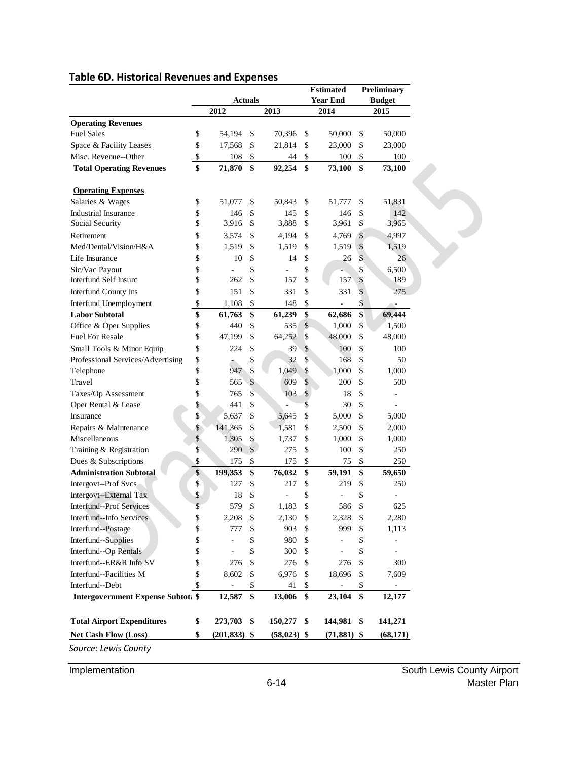## Table 6D. Historical Revenues and Expenses

| | Actuals | | Estimated Year End | Preliminary Budget |
|---|---|---|---|---|
| | 2012 | 2013 | 2014 | 2015 |
| **Operating Revenues** | | | | |
| Fuel Sales | $ 54,194 | $ 70,396 | $ 50,000 | $ 50,000 |
| Space & Facility Leases | $ 17,568 | $ 21,814 | $ 23,000 | $ 23,000 |
| Misc. Revenue--Other | $ 108 | $ 44 | $ 100 | $ 100 |
| **Total Operating Revenues** | **$ 71,870** | **$ 92,254** | **$ 73,100** | **$ 73,100** |
| **Operating Expenses** | | | | |
| Salaries & Wages | $ 51,077 | $ 50,843 | $ 51,777 | $ 51,831 |
| Industrial Insurance | $ 146 | $ 145 | $ 146 | $ 142 |
| Social Security | $ 3,916 | $ 3,888 | $ 3,961 | $ 3,965 |
| Retirement | $ 3,574 | $ 4,194 | $ 4,769 | $ 4,997 |
| Med/Dental/Vision/H&A | $ 1,519 | $ 1,519 | $ 1,519 | $ 1,519 |
| Life Insurance | $ 10 | $ 14 | $ 26 | $ 26 |
| Sic/Vac Payout | $ - | $ - | $ - | $ 6,500 |
| Interfund Self Insurc | $ 262 | $ 157 | $ 157 | $ 189 |
| Interfund County Ins | $ 151 | $ 331 | $ 331 | $ 275 |
| Interfund Unemployment | $ 1,108 | $ 148 | $ - | $ - |
| **Labor Subtotal** | **$ 61,763** | **$ 61,239** | **$ 62,686** | **$ 69,444** |
| Office & Oper Supplies | $ 440 | $ 535 | $ 1,000 | $ 1,500 |
| Fuel For Resale | $ 47,199 | $ 64,252 | $ 48,000 | $ 48,000 |
| Small Tools & Minor Equip | $ 224 | $ 39 | $ 100 | $ 100 |
| Professional Services/Advertising | $ - | $ 32 | $ 168 | $ 50 |
| Telephone | $ 947 | $ 1,049 | $ 1,000 | $ 1,000 |
| Travel | $ 565 | $ 609 | $ 200 | $ 500 |
| Taxes/Op Assessment | $ 765 | $ 103 | $ 18 | $ - |
| Oper Rental & Lease | $ 441 | $ - | $ 30 | $ - |
| Insurance | $ 5,637 | $ 5,645 | $ 5,000 | $ 5,000 |
| Repairs & Maintenance | $ 141,365 | $ 1,581 | $ 2,500 | $ 2,000 |
| Miscellaneous | $ 1,305 | $ 1,737 | $ 1,000 | $ 1,000 |
| Training & Registration | $ 290 | $ 275 | $ 100 | $ 250 |
| Dues & Subscriptions | $ 175 | $ 175 | $ 75 | $ 250 |
| **Administration Subtotal** | **$ 199,353** | **$ 76,032** | **$ 59,191** | **$ 59,650** |
| Intergovt--Prof Svcs | $ 127 | $ 217 | $ 219 | $ 250 |
| Intergovt--External Tax | $ 18 | $ - | $ - | $ - |
| Interfund--Prof Services | $ 579 | $ 1,183 | $ 586 | $ 625 |
| Interfund--Info Services | $ 2,208 | $ 2,130 | $ 2,328 | $ 2,280 |
| Interfund--Postage | $ 777 | $ 903 | $ 999 | $ 1,113 |
| Interfund--Supplies | $ - | $ 980 | $ - | $ - |
| Interfund--Op Rentals | $ - | $ 300 | $ - | $ - |
| Interfund--ER&R Info SV | $ 276 | $ 276 | $ 276 | $ 300 |
| Interfund--Facilities M | $ 8,602 | $ 6,976 | $ 18,696 | $ 7,609 |
| Interfund--Debt | $ - | $ 41 | $ - | $ - |
| **Intergovernment Expense Subtotal** | **$ 12,587** | **$ 13,006** | **$ 23,104** | **$ 12,177** |
| **Total Airport Expenditures** | **$ 273,703** | **$ 150,277** | **$ 144,981** | **$ 141,271** |
| **Net Cash Flow (Loss)** | **$ (201,833)** | **$ (58,023)** | **$ (71,881)** | **$ (68,171)** |

*Source: Lewis County*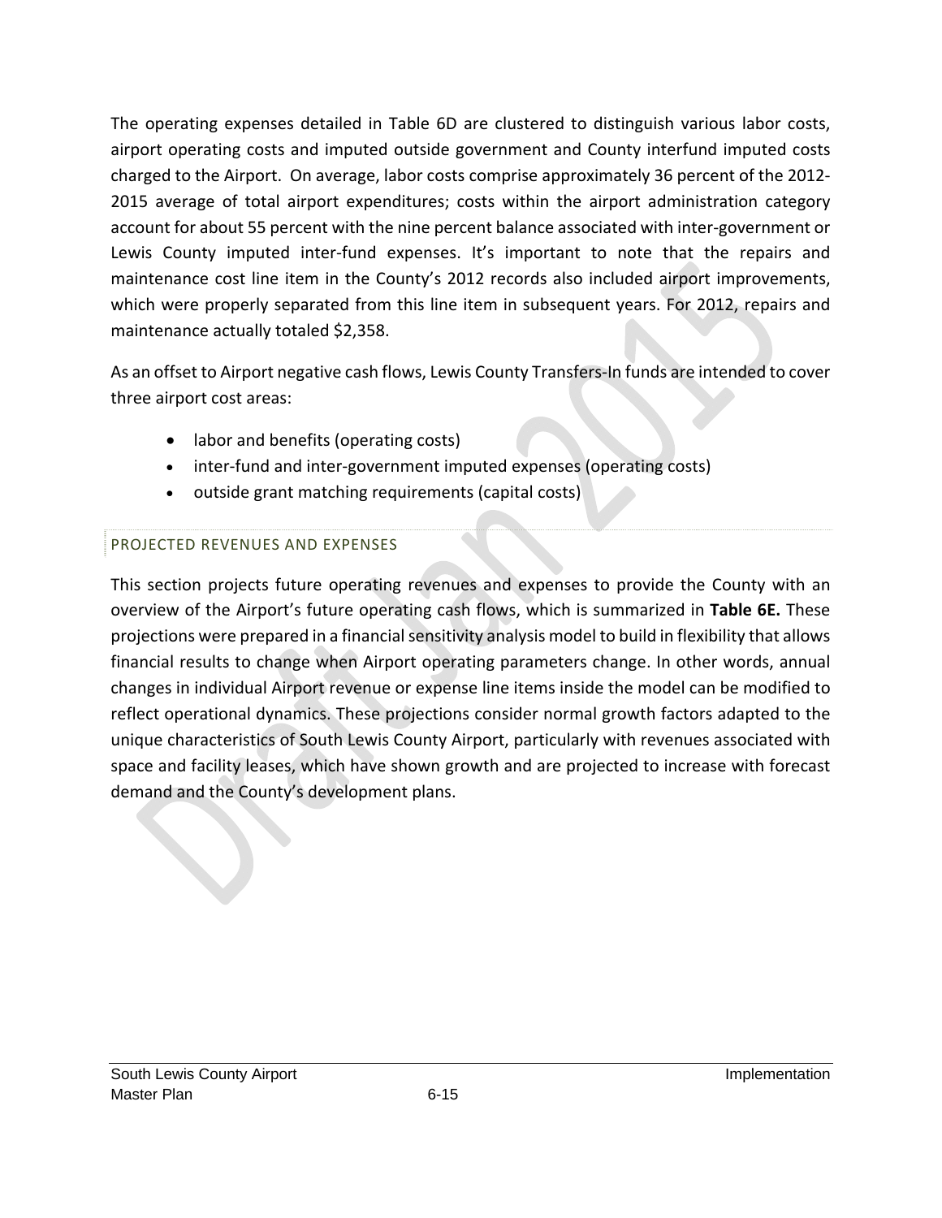The operating expenses detailed in Table 6D are clustered to distinguish various labor costs, airport operating costs and imputed outside government and County interfund imputed costs charged to the Airport. On average, labor costs comprise approximately 36 percent of the 2012-2015 average of total airport expenditures; costs within the airport administration category account for about 55 percent with the nine percent balance associated with inter-government or Lewis County imputed inter-fund expenses. It's important to note that the repairs and maintenance cost line item in the County's 2012 records also included airport improvements, which were properly separated from this line item in subsequent years. For 2012, repairs and maintenance actually totaled $2,358.

As an offset to Airport negative cash flows, Lewis County Transfers-In funds are intended to cover three airport cost areas:

- labor and benefits (operating costs)
- inter-fund and inter-government imputed expenses (operating costs)
- outside grant matching requirements (capital costs)

## PROJECTED REVENUES AND EXPENSES

This section projects future operating revenues and expenses to provide the County with an overview of the Airport's future operating cash flows, which is summarized in **Table 6E.** These projections were prepared in a financial sensitivity analysis model to build in flexibility that allows financial results to change when Airport operating parameters change. In other words, annual changes in individual Airport revenue or expense line items inside the model can be modified to reflect operational dynamics. These projections consider normal growth factors adapted to the unique characteristics of South Lewis County Airport, particularly with revenues associated with space and facility leases, which have shown growth and are projected to increase with forecast demand and the County's development plans.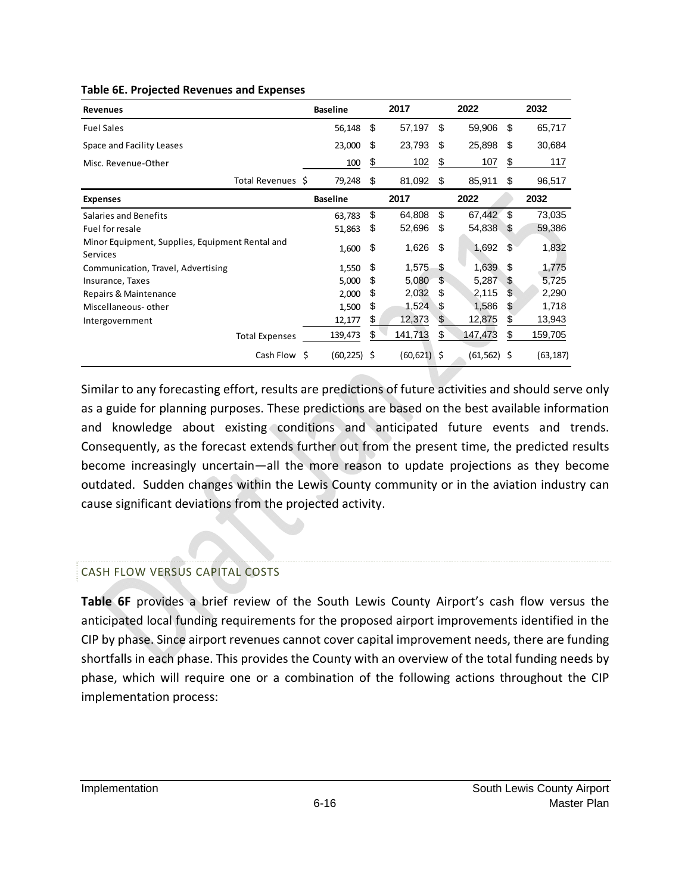**Table 6E. Projected Revenues and Expenses**

| Revenues | Baseline | 2017 | 2022 | 2032 |
|---|---|---|---|---|
| Fuel Sales | 56,148 | $ 57,197 | $ 59,906 | $ 65,717 |
| Space and Facility Leases | 23,000 | $ 23,793 | $ 25,898 | $ 30,684 |
| Misc. Revenue-Other | 100 | $ 102 | $ 107 | $ 117 |
| Total Revenues | $ 79,248 | $ 81,092 | $ 85,911 | $ 96,517 |
| **Expenses** | **Baseline** | **2017** | **2022** | **2032** |
| Salaries and Benefits | 63,783 | $ 64,808 | $ 67,442 | $ 73,035 |
| Fuel for resale | 51,863 | $ 52,696 | $ 54,838 | $ 59,386 |
| Minor Equipment, Supplies, Equipment Rental and Services | 1,600 | $ 1,626 | $ 1,692 | $ 1,832 |
| Communication, Travel, Advertising | 1,550 | $ 1,575 | $ 1,639 | $ 1,775 |
| Insurance, Taxes | 5,000 | $ 5,080 | $ 5,287 | $ 5,725 |
| Repairs & Maintenance | 2,000 | $ 2,032 | $ 2,115 | $ 2,290 |
| Miscellaneous- other | 1,500 | $ 1,524 | $ 1,586 | $ 1,718 |
| Intergovernment | 12,177 | $ 12,373 | $ 12,875 | $ 13,943 |
| Total Expenses | 139,473 | $ 141,713 | $ 147,473 | $ 159,705 |
| Cash Flow | $ (60,225) | $ (60,621) | $ (61,562) | $ (63,187) |

Similar to any forecasting effort, results are predictions of future activities and should serve only as a guide for planning purposes. These predictions are based on the best available information and knowledge about existing conditions and anticipated future events and trends. Consequently, as the forecast extends further out from the present time, the predicted results become increasingly uncertain—all the more reason to update projections as they become outdated. Sudden changes within the Lewis County community or in the aviation industry can cause significant deviations from the projected activity.

## CASH FLOW VERSUS CAPITAL COSTS

**Table 6F** provides a brief review of the South Lewis County Airport's cash flow versus the anticipated local funding requirements for the proposed airport improvements identified in the CIP by phase. Since airport revenues cannot cover capital improvement needs, there are funding shortfalls in each phase. This provides the County with an overview of the total funding needs by phase, which will require one or a combination of the following actions throughout the CIP implementation process: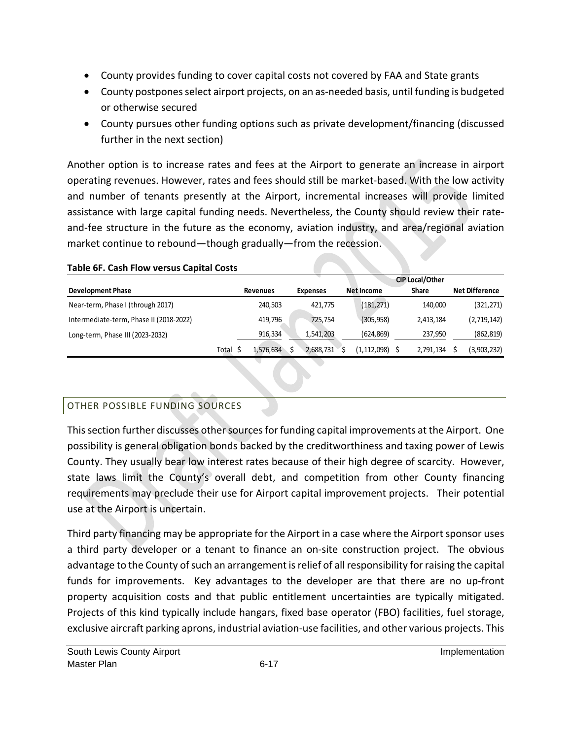- County provides funding to cover capital costs not covered by FAA and State grants
- County postpones select airport projects, on an as-needed basis, until funding is budgeted or otherwise secured
- County pursues other funding options such as private development/financing (discussed further in the next section)

Another option is to increase rates and fees at the Airport to generate an increase in airport operating revenues. However, rates and fees should still be market-based. With the low activity and number of tenants presently at the Airport, incremental increases will provide limited assistance with large capital funding needs. Nevertheless, the County should review their rate-and-fee structure in the future as the economy, aviation industry, and area/regional aviation market continue to rebound—though gradually—from the recession.

**Table 6F. Cash Flow versus Capital Costs**

| Development Phase | Revenues | Expenses | Net Income | CIP Local/Other Share | Net Difference |
|---|---|---|---|---|---|
| Near-term, Phase I (through 2017) | 240,503 | 421,775 | (181,271) | 140,000 | (321,271) |
| Intermediate-term, Phase II (2018-2022) | 419,796 | 725,754 | (305,958) | 2,413,184 | (2,719,142) |
| Long-term, Phase III (2023-2032) | 916,334 | 1,541,203 | (624,869) | 237,950 | (862,819) |
| Total | $ 1,576,634 | $ 2,688,731 | $ (1,112,098) | $ 2,791,134 | $ (3,903,232) |

## OTHER POSSIBLE FUNDING SOURCES

This section further discusses other sources for funding capital improvements at the Airport. One possibility is general obligation bonds backed by the creditworthiness and taxing power of Lewis County. They usually bear low interest rates because of their high degree of scarcity. However, state laws limit the County's overall debt, and competition from other County financing requirements may preclude their use for Airport capital improvement projects. Their potential use at the Airport is uncertain.

Third party financing may be appropriate for the Airport in a case where the Airport sponsor uses a third party developer or a tenant to finance an on-site construction project. The obvious advantage to the County of such an arrangement is relief of all responsibility for raising the capital funds for improvements. Key advantages to the developer are that there are no up-front property acquisition costs and that public entitlement uncertainties are typically mitigated. Projects of this kind typically include hangars, fixed base operator (FBO) facilities, fuel storage, exclusive aircraft parking aprons, industrial aviation-use facilities, and other various projects. This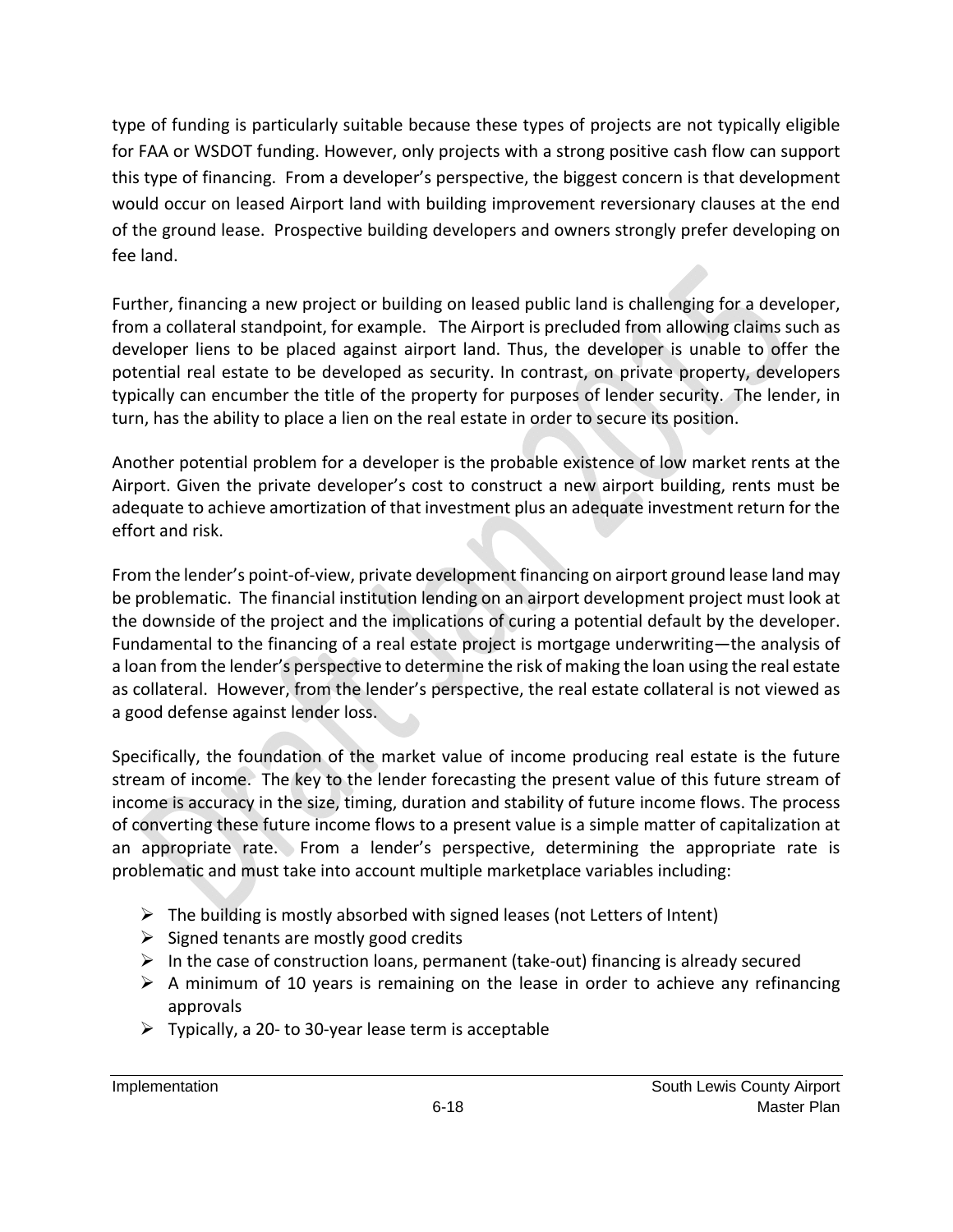type of funding is particularly suitable because these types of projects are not typically eligible for FAA or WSDOT funding. However, only projects with a strong positive cash flow can support this type of financing. From a developer's perspective, the biggest concern is that development would occur on leased Airport land with building improvement reversionary clauses at the end of the ground lease. Prospective building developers and owners strongly prefer developing on fee land.

Further, financing a new project or building on leased public land is challenging for a developer, from a collateral standpoint, for example. The Airport is precluded from allowing claims such as developer liens to be placed against airport land. Thus, the developer is unable to offer the potential real estate to be developed as security. In contrast, on private property, developers typically can encumber the title of the property for purposes of lender security. The lender, in turn, has the ability to place a lien on the real estate in order to secure its position.

Another potential problem for a developer is the probable existence of low market rents at the Airport. Given the private developer's cost to construct a new airport building, rents must be adequate to achieve amortization of that investment plus an adequate investment return for the effort and risk.

From the lender's point-of-view, private development financing on airport ground lease land may be problematic. The financial institution lending on an airport development project must look at the downside of the project and the implications of curing a potential default by the developer. Fundamental to the financing of a real estate project is mortgage underwriting—the analysis of a loan from the lender's perspective to determine the risk of making the loan using the real estate as collateral. However, from the lender's perspective, the real estate collateral is not viewed as a good defense against lender loss.

Specifically, the foundation of the market value of income producing real estate is the future stream of income. The key to the lender forecasting the present value of this future stream of income is accuracy in the size, timing, duration and stability of future income flows. The process of converting these future income flows to a present value is a simple matter of capitalization at an appropriate rate. From a lender's perspective, determining the appropriate rate is problematic and must take into account multiple marketplace variables including:

- The building is mostly absorbed with signed leases (not Letters of Intent)
- Signed tenants are mostly good credits
- In the case of construction loans, permanent (take-out) financing is already secured
- A minimum of 10 years is remaining on the lease in order to achieve any refinancing approvals
- Typically, a 20- to 30-year lease term is acceptable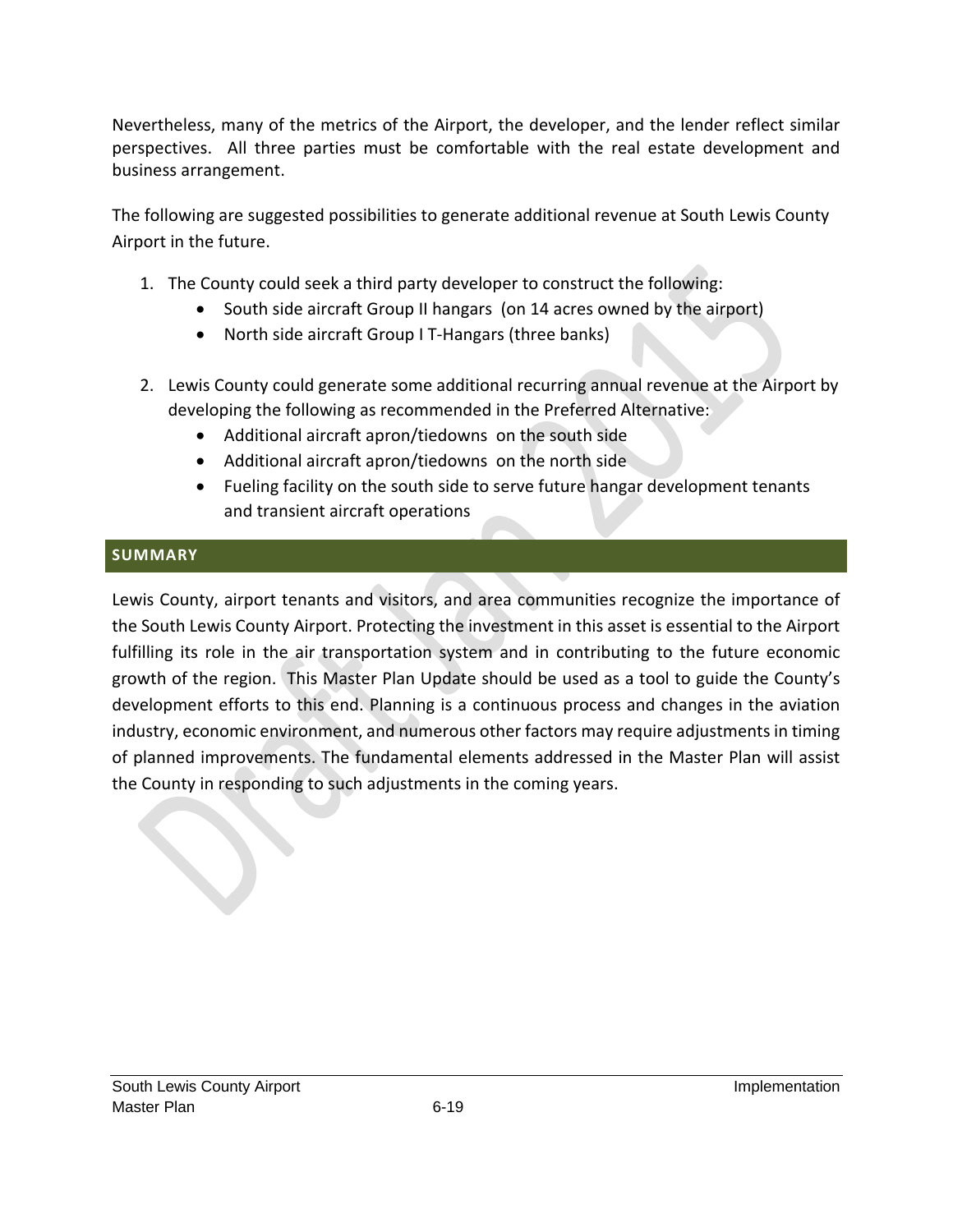Nevertheless, many of the metrics of the Airport, the developer, and the lender reflect similar perspectives. All three parties must be comfortable with the real estate development and business arrangement.

The following are suggested possibilities to generate additional revenue at South Lewis County Airport in the future.

1. The County could seek a third party developer to construct the following:
   - South side aircraft Group II hangars (on 14 acres owned by the airport)
   - North side aircraft Group I T-Hangars (three banks)

2. Lewis County could generate some additional recurring annual revenue at the Airport by developing the following as recommended in the Preferred Alternative:
   - Additional aircraft apron/tiedowns on the south side
   - Additional aircraft apron/tiedowns on the north side
   - Fueling facility on the south side to serve future hangar development tenants and transient aircraft operations

## SUMMARY

Lewis County, airport tenants and visitors, and area communities recognize the importance of the South Lewis County Airport. Protecting the investment in this asset is essential to the Airport fulfilling its role in the air transportation system and in contributing to the future economic growth of the region. This Master Plan Update should be used as a tool to guide the County's development efforts to this end. Planning is a continuous process and changes in the aviation industry, economic environment, and numerous other factors may require adjustments in timing of planned improvements. The fundamental elements addressed in the Master Plan will assist the County in responding to such adjustments in the coming years.